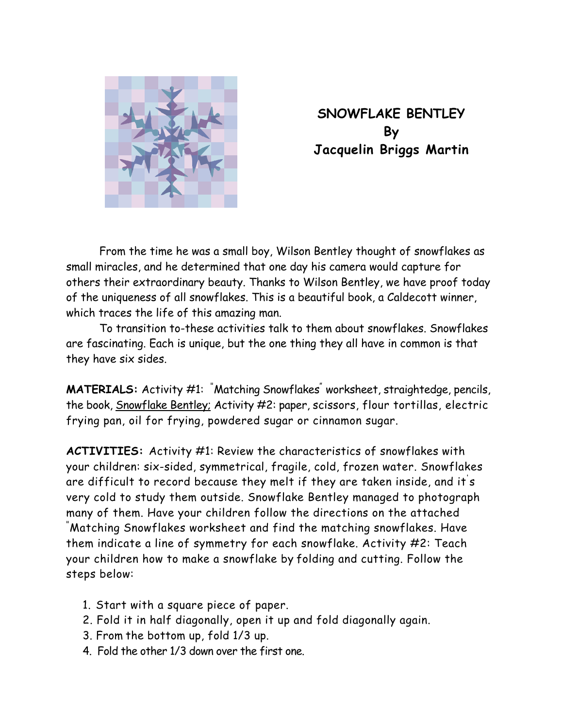**SNOWFLAKE BENTLEY**
**By**
**Jacquelin Briggs Martin**

From the time he was a small boy, Wilson Bentley thought of snowflakes as small miracles, and he determined that one day his camera would capture for others their extraordinary beauty. Thanks to Wilson Bentley, we have proof today of the uniqueness of all snowflakes. This is a beautiful book, a Caldecott winner, which traces the life of this amazing man.

To transition to-these activities talk to them about snowflakes. Snowflakes are fascinating. Each is unique, but the one thing they all have in common is that they have six sides.

**MATERIALS:** Activity #1: "Matching Snowflakes" worksheet, straightedge, pencils, the book, Snowflake Bentley; Activity #2: paper, scissors, flour tortillas, electric frying pan, oil for frying, powdered sugar or cinnamon sugar.

**ACTIVITIES:** Activity #1: Review the characteristics of snowflakes with your children: six-sided, symmetrical, fragile, cold, frozen water. Snowflakes are difficult to record because they melt if they are taken inside, and it's very cold to study them outside. Snowflake Bentley managed to photograph many of them. Have your children follow the directions on the attached "Matching Snowflakes worksheet and find the matching snowflakes. Have them indicate a line of symmetry for each snowflake. Activity #2: Teach your children how to make a snowflake by folding and cutting. Follow the steps below:

1. Start with a square piece of paper.
2. Fold it in half diagonally, open it up and fold diagonally again.
3. From the bottom up, fold 1/3 up.
4. Fold the other 1/3 down over the first one.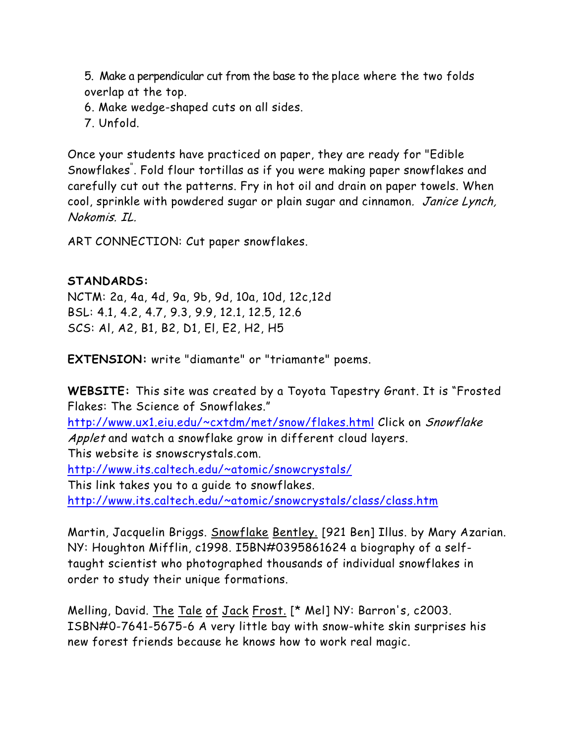5. Make a perpendicular cut from the base to the place where the two folds overlap at the top.
6. Make wedge-shaped cuts on all sides.
7. Unfold.

Once your students have practiced on paper, they are ready for "Edible Snowflakes". Fold flour tortillas as if you were making paper snowflakes and carefully cut out the patterns. Fry in hot oil and drain on paper towels. When cool, sprinkle with powdered sugar or plain sugar and cinnamon. *Janice Lynch, Nokomis. IL.*

ART CONNECTION: Cut paper snowflakes.

**STANDARDS:**
NCTM: 2a, 4a, 4d, 9a, 9b, 9d, 10a, 10d, 12c,12d
BSL: 4.1, 4.2, 4.7, 9.3, 9.9, 12.1, 12.5, 12.6
SCS: Al, A2, B1, B2, D1, El, E2, H2, H5

**EXTENSION:** write "diamante" or "triamante" poems.

**WEBSITE:** This site was created by a Toyota Tapestry Grant. It is "Frosted Flakes: The Science of Snowflakes."
http://www.ux1.eiu.edu/~cxtdm/met/snow/flakes.html Click on *Snowflake Applet* and watch a snowflake grow in different cloud layers.
This website is snowscrystals.com.
http://www.its.caltech.edu/~atomic/snowcrystals/
This link takes you to a guide to snowflakes.
http://www.its.caltech.edu/~atomic/snowcrystals/class/class.htm

Martin, Jacquelin Briggs. Snowflake Bentley. [921 Ben] Illus. by Mary Azarian. NY: Houghton Mifflin, c1998. I5BN#0395861624 a biography of a self-taught scientist who photographed thousands of individual snowflakes in order to study their unique formations.

Melling, David. The Tale of Jack Frost. [* Mel] NY: Barron's, c2003. ISBN#0-7641-5675-6 A very little bay with snow-white skin surprises his new forest friends because he knows how to work real magic.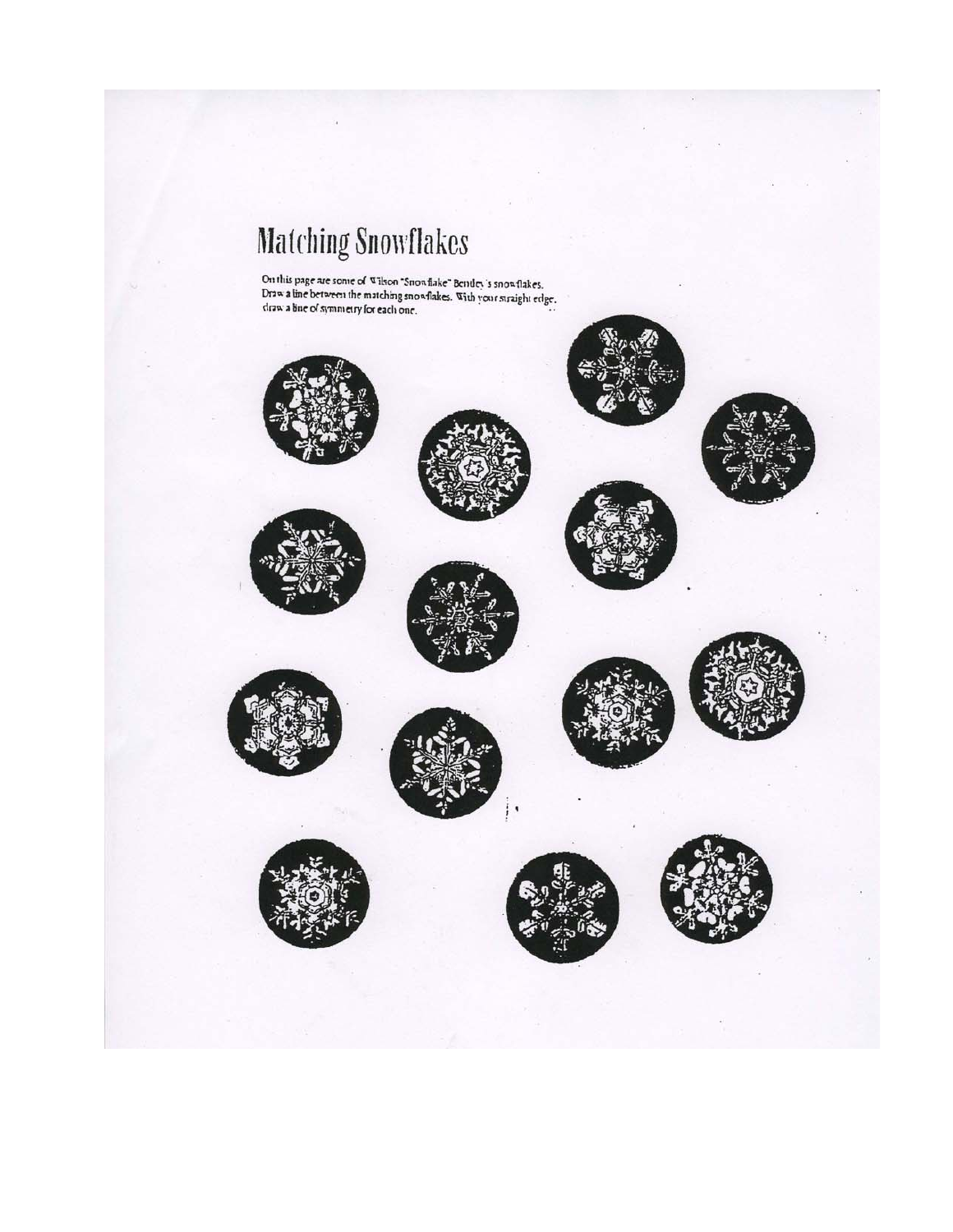# Matching Snowflakes

On this page are some of Wilson "Snowflake" Bentley's snowflakes. Draw a line between the matching snowflakes. With your straight edge, draw a line of symmetry for each one.